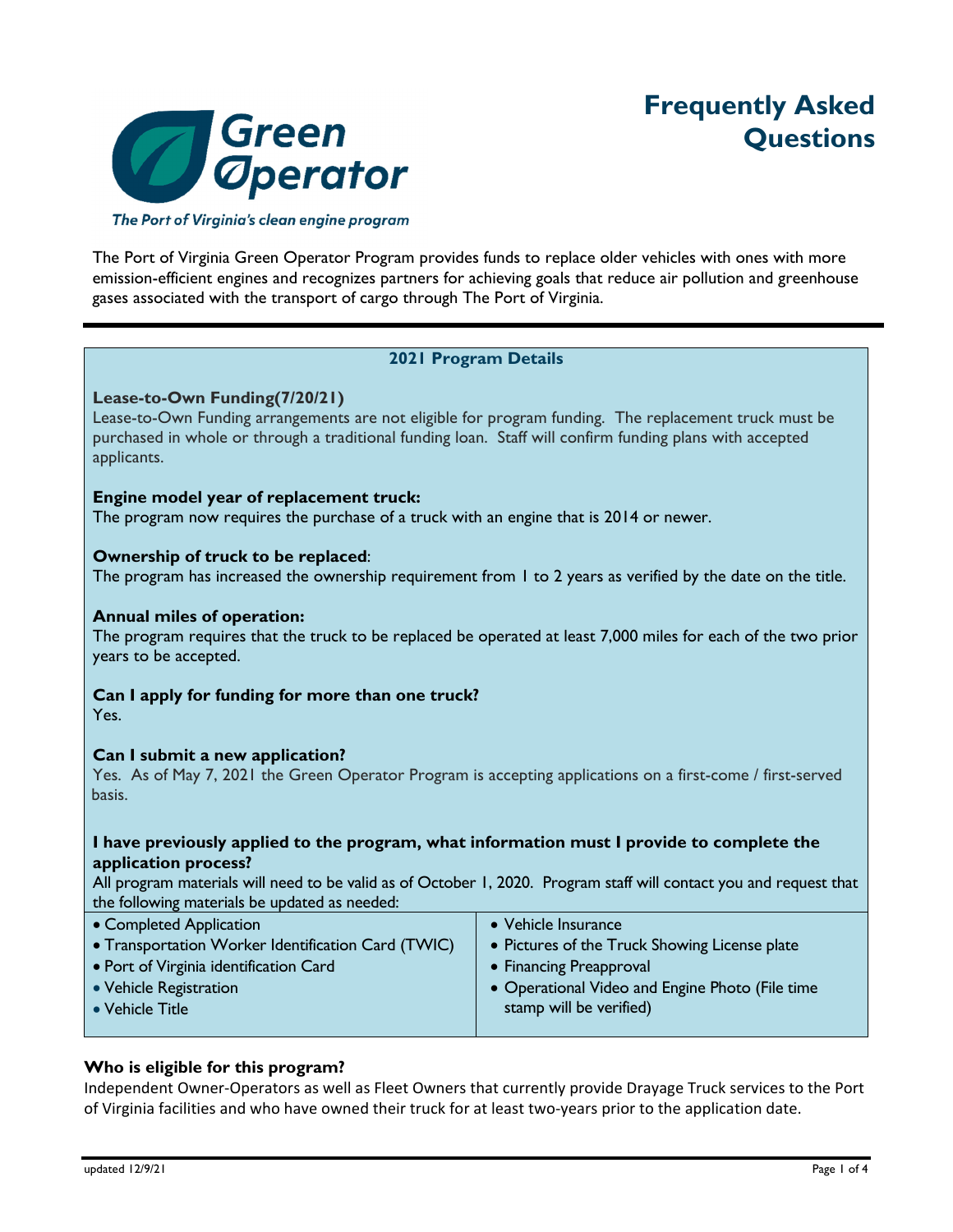# Green Operator

*The Port of Virginia's clean engine program*

# Frequently Asked Questions

The Port of Virginia Green Operator Program provides funds to replace older vehicles with ones with more emission-efficient engines and recognizes partners for achieving goals that reduce air pollution and greenhouse gases associated with the transport of cargo through The Port of Virginia.

## 2021 Program Details

**Lease-to-Own Funding(7/20/21)**

Lease-to-Own Funding arrangements are not eligible for program funding. The replacement truck must be purchased in whole or through a traditional funding loan. Staff will confirm funding plans with accepted applicants.

**Engine model year of replacement truck:**

The program now requires the purchase of a truck with an engine that is 2014 or newer.

**Ownership of truck to be replaced**:

The program has increased the ownership requirement from 1 to 2 years as verified by the date on the title.

**Annual miles of operation:**

The program requires that the truck to be replaced be operated at least 7,000 miles for each of the two prior years to be accepted.

**Can I apply for funding for more than one truck?**

Yes.

**Can I submit a new application?**

Yes. As of May 7, 2021 the Green Operator Program is accepting applications on a first-come / first-served basis.

**I have previously applied to the program, what information must I provide to complete the application process?**

All program materials will need to be valid as of October 1, 2020. Program staff will contact you and request that the following materials be updated as needed:

- Completed Application
- Transportation Worker Identification Card (TWIC)
- Port of Virginia identification Card
- Vehicle Registration
- Vehicle Title
- Vehicle Insurance
- Pictures of the Truck Showing License plate
- Financing Preapproval
- Operational Video and Engine Photo (File time stamp will be verified)

**Who is eligible for this program?**

Independent Owner-Operators as well as Fleet Owners that currently provide Drayage Truck services to the Port of Virginia facilities and who have owned their truck for at least two-years prior to the application date.

updated 12/9/21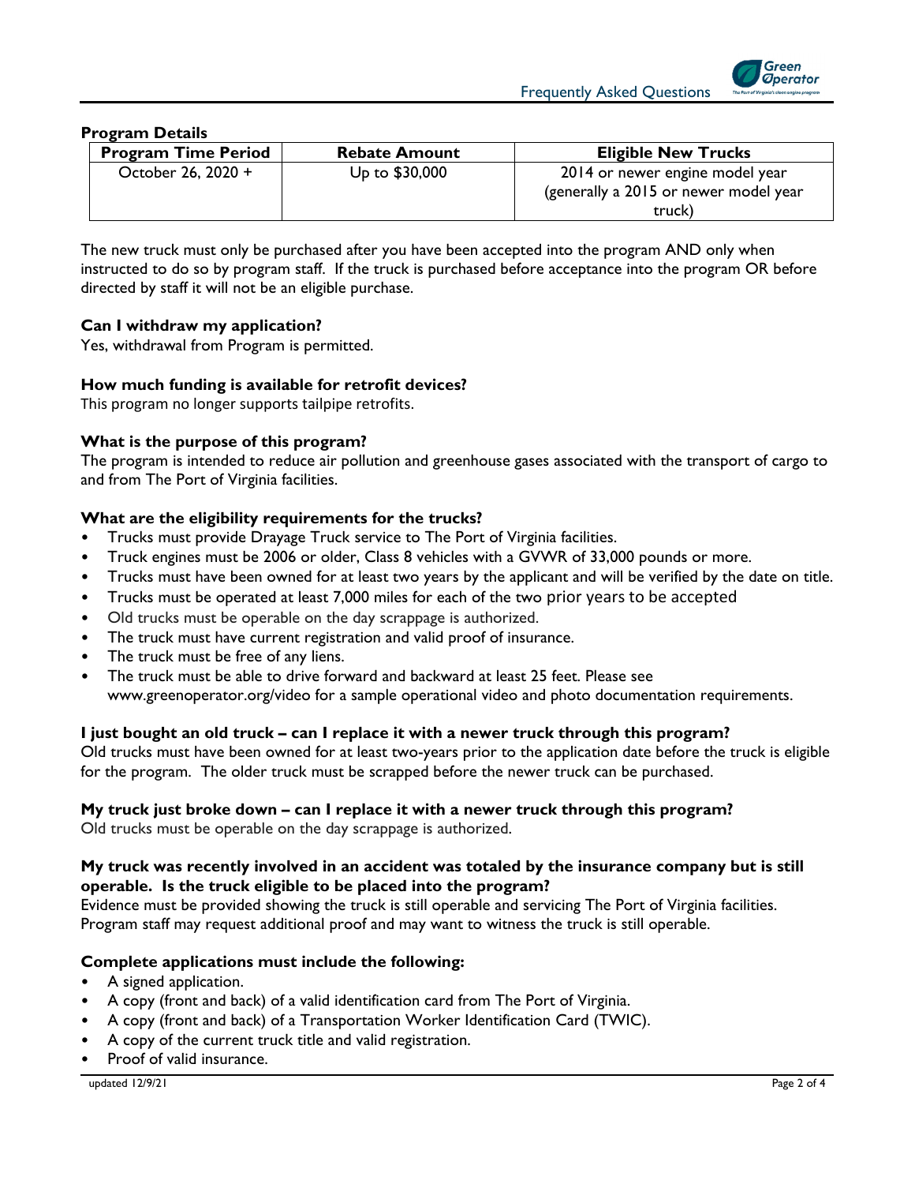**Program Details**

| Program Time Period | Rebate Amount | Eligible New Trucks |
|---|---|---|
| October 26, 2020 + | Up to $30,000 | 2014 or newer engine model year (generally a 2015 or newer model year truck) |

The new truck must only be purchased after you have been accepted into the program AND only when instructed to do so by program staff. If the truck is purchased before acceptance into the program OR before directed by staff it will not be an eligible purchase.

**Can I withdraw my application?**

Yes, withdrawal from Program is permitted.

**How much funding is available for retrofit devices?**

This program no longer supports tailpipe retrofits.

**What is the purpose of this program?**

The program is intended to reduce air pollution and greenhouse gases associated with the transport of cargo to and from The Port of Virginia facilities.

**What are the eligibility requirements for the trucks?**

- Trucks must provide Drayage Truck service to The Port of Virginia facilities.
- Truck engines must be 2006 or older, Class 8 vehicles with a GVWR of 33,000 pounds or more.
- Trucks must have been owned for at least two years by the applicant and will be verified by the date on title.
- Trucks must be operated at least 7,000 miles for each of the two prior years to be accepted
- Old trucks must be operable on the day scrappage is authorized.
- The truck must have current registration and valid proof of insurance.
- The truck must be free of any liens.
- The truck must be able to drive forward and backward at least 25 feet. Please see www.greenoperator.org/video for a sample operational video and photo documentation requirements.

**I just bought an old truck – can I replace it with a newer truck through this program?**

Old trucks must have been owned for at least two-years prior to the application date before the truck is eligible for the program. The older truck must be scrapped before the newer truck can be purchased.

**My truck just broke down – can I replace it with a newer truck through this program?**

Old trucks must be operable on the day scrappage is authorized.

**My truck was recently involved in an accident was totaled by the insurance company but is still operable. Is the truck eligible to be placed into the program?**

Evidence must be provided showing the truck is still operable and servicing The Port of Virginia facilities. Program staff may request additional proof and may want to witness the truck is still operable.

**Complete applications must include the following:**

- A signed application.
- A copy (front and back) of a valid identification card from The Port of Virginia.
- A copy (front and back) of a Transportation Worker Identification Card (TWIC).
- A copy of the current truck title and valid registration.
- Proof of valid insurance.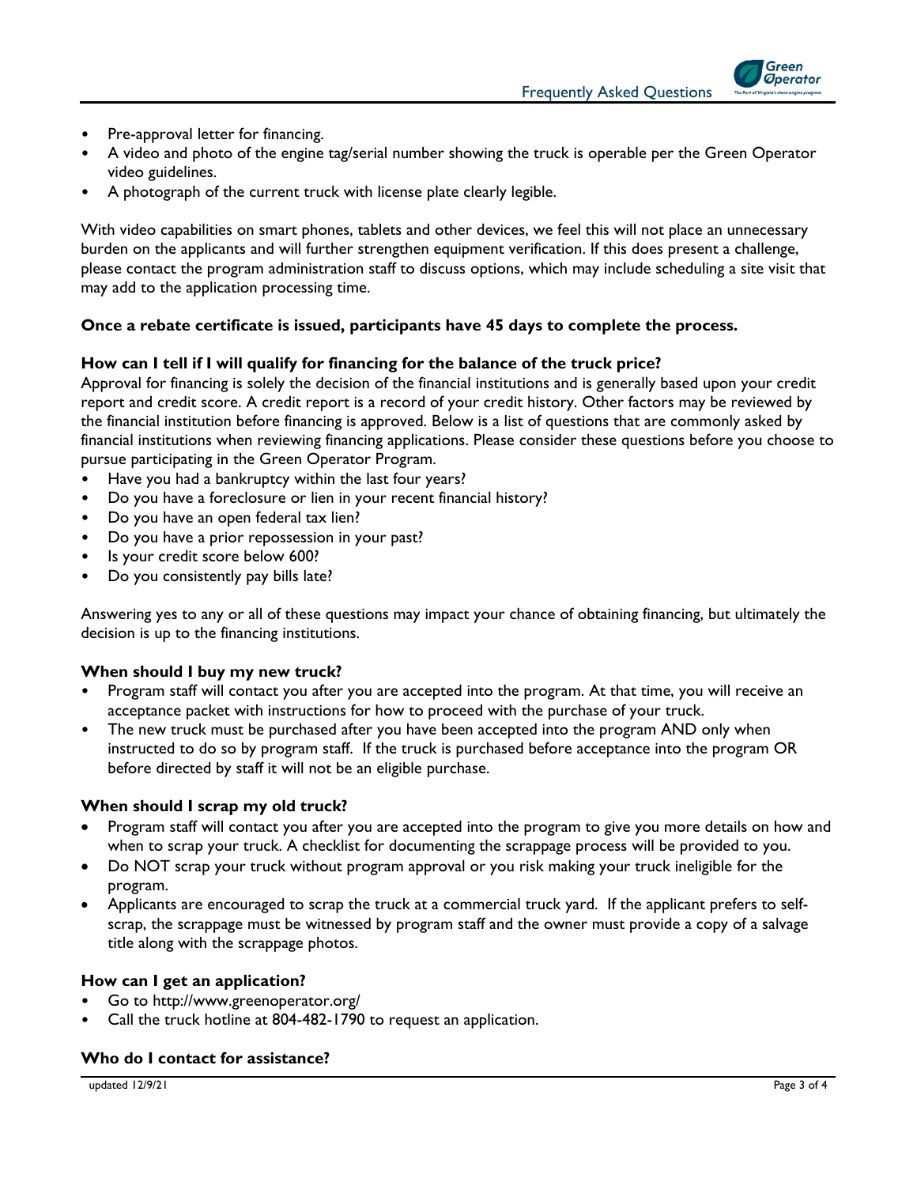- Pre-approval letter for financing.
- A video and photo of the engine tag/serial number showing the truck is operable per the Green Operator video guidelines.
- A photograph of the current truck with license plate clearly legible.

With video capabilities on smart phones, tablets and other devices, we feel this will not place an unnecessary burden on the applicants and will further strengthen equipment verification. If this does present a challenge, please contact the program administration staff to discuss options, which may include scheduling a site visit that may add to the application processing time.

**Once a rebate certificate is issued, participants have 45 days to complete the process.**

### How can I tell if I will qualify for financing for the balance of the truck price?

Approval for financing is solely the decision of the financial institutions and is generally based upon your credit report and credit score. A credit report is a record of your credit history. Other factors may be reviewed by the financial institution before financing is approved. Below is a list of questions that are commonly asked by financial institutions when reviewing financing applications. Please consider these questions before you choose to pursue participating in the Green Operator Program.

- Have you had a bankruptcy within the last four years?
- Do you have a foreclosure or lien in your recent financial history?
- Do you have an open federal tax lien?
- Do you have a prior repossession in your past?
- Is your credit score below 600?
- Do you consistently pay bills late?

Answering yes to any or all of these questions may impact your chance of obtaining financing, but ultimately the decision is up to the financing institutions.

### When should I buy my new truck?

- Program staff will contact you after you are accepted into the program. At that time, you will receive an acceptance packet with instructions for how to proceed with the purchase of your truck.
- The new truck must be purchased after you have been accepted into the program AND only when instructed to do so by program staff. If the truck is purchased before acceptance into the program OR before directed by staff it will not be an eligible purchase.

### When should I scrap my old truck?

- Program staff will contact you after you are accepted into the program to give you more details on how and when to scrap your truck. A checklist for documenting the scrappage process will be provided to you.
- Do NOT scrap your truck without program approval or you risk making your truck ineligible for the program.
- Applicants are encouraged to scrap the truck at a commercial truck yard. If the applicant prefers to self-scrap, the scrappage must be witnessed by program staff and the owner must provide a copy of a salvage title along with the scrappage photos.

### How can I get an application?

- Go to http://www.greenoperator.org/
- Call the truck hotline at 804-482-1790 to request an application.

### Who do I contact for assistance?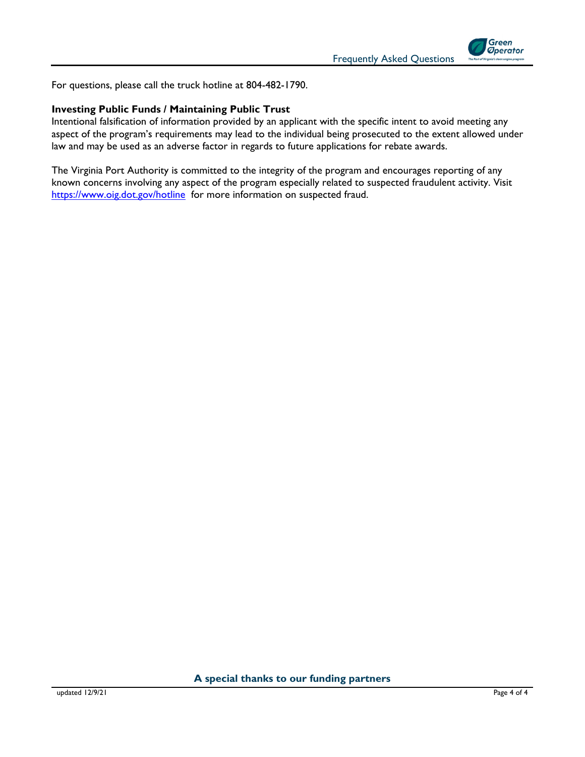For questions, please call the truck hotline at 804-482-1790.

**Investing Public Funds / Maintaining Public Trust**

Intentional falsification of information provided by an applicant with the specific intent to avoid meeting any aspect of the program's requirements may lead to the individual being prosecuted to the extent allowed under law and may be used as an adverse factor in regards to future applications for rebate awards.

The Virginia Port Authority is committed to the integrity of the program and encourages reporting of any known concerns involving any aspect of the program especially related to suspected fraudulent activity. Visit https://www.oig.dot.gov/hotline for more information on suspected fraud.

**A special thanks to our funding partners**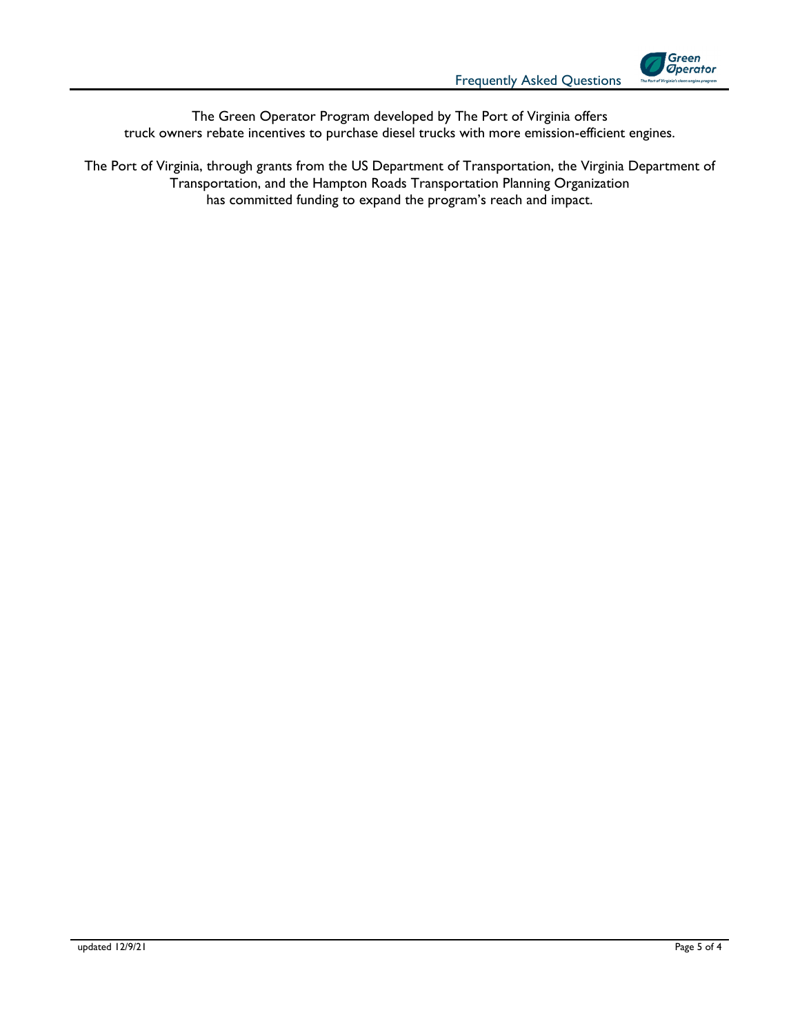The Green Operator Program developed by The Port of Virginia offers truck owners rebate incentives to purchase diesel trucks with more emission-efficient engines.

The Port of Virginia, through grants from the US Department of Transportation, the Virginia Department of Transportation, and the Hampton Roads Transportation Planning Organization has committed funding to expand the program's reach and impact.